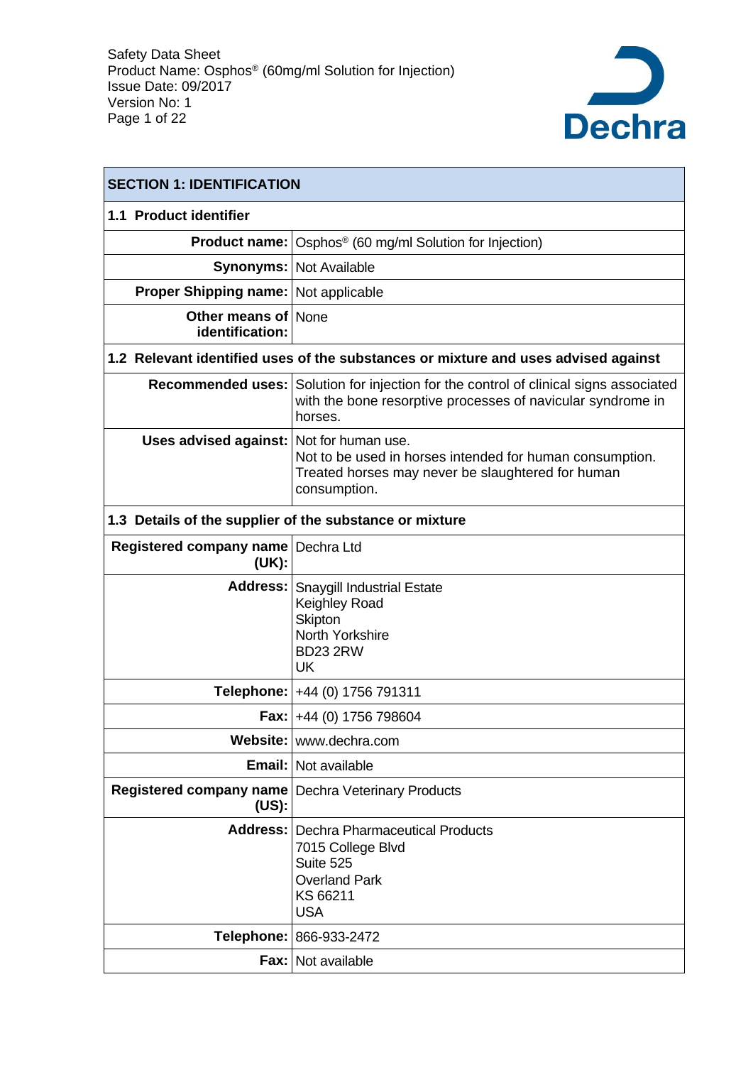## SECTION 1: IDENTIFICATION

### 1.1 Product identifier

| | |
|---|---|
| **Product name:** | Osphos® (60 mg/ml Solution for Injection) |
| **Synonyms:** | Not Available |
| **Proper Shipping name:** | Not applicable |
| **Other means of identification:** | None |

### 1.2 Relevant identified uses of the substances or mixture and uses advised against

| | |
|---|---|
| **Recommended uses:** | Solution for injection for the control of clinical signs associated with the bone resorptive processes of navicular syndrome in horses. |
| **Uses advised against:** | Not for human use.<br>Not to be used in horses intended for human consumption. Treated horses may never be slaughtered for human consumption. |

### 1.3 Details of the supplier of the substance or mixture

| | |
|---|---|
| **Registered company name (UK):** | Dechra Ltd |
| **Address:** | Snaygill Industrial Estate<br>Keighley Road<br>Skipton<br>North Yorkshire<br>BD23 2RW<br>UK |
| **Telephone:** | +44 (0) 1756 791311 |
| **Fax:** | +44 (0) 1756 798604 |
| **Website:** | www.dechra.com |
| **Email:** | Not available |
| **Registered company name (US):** | Dechra Veterinary Products |
| **Address:** | Dechra Pharmaceutical Products<br>7015 College Blvd<br>Suite 525<br>Overland Park<br>KS 66211<br>USA |
| **Telephone:** | 866-933-2472 |
| **Fax:** | Not available |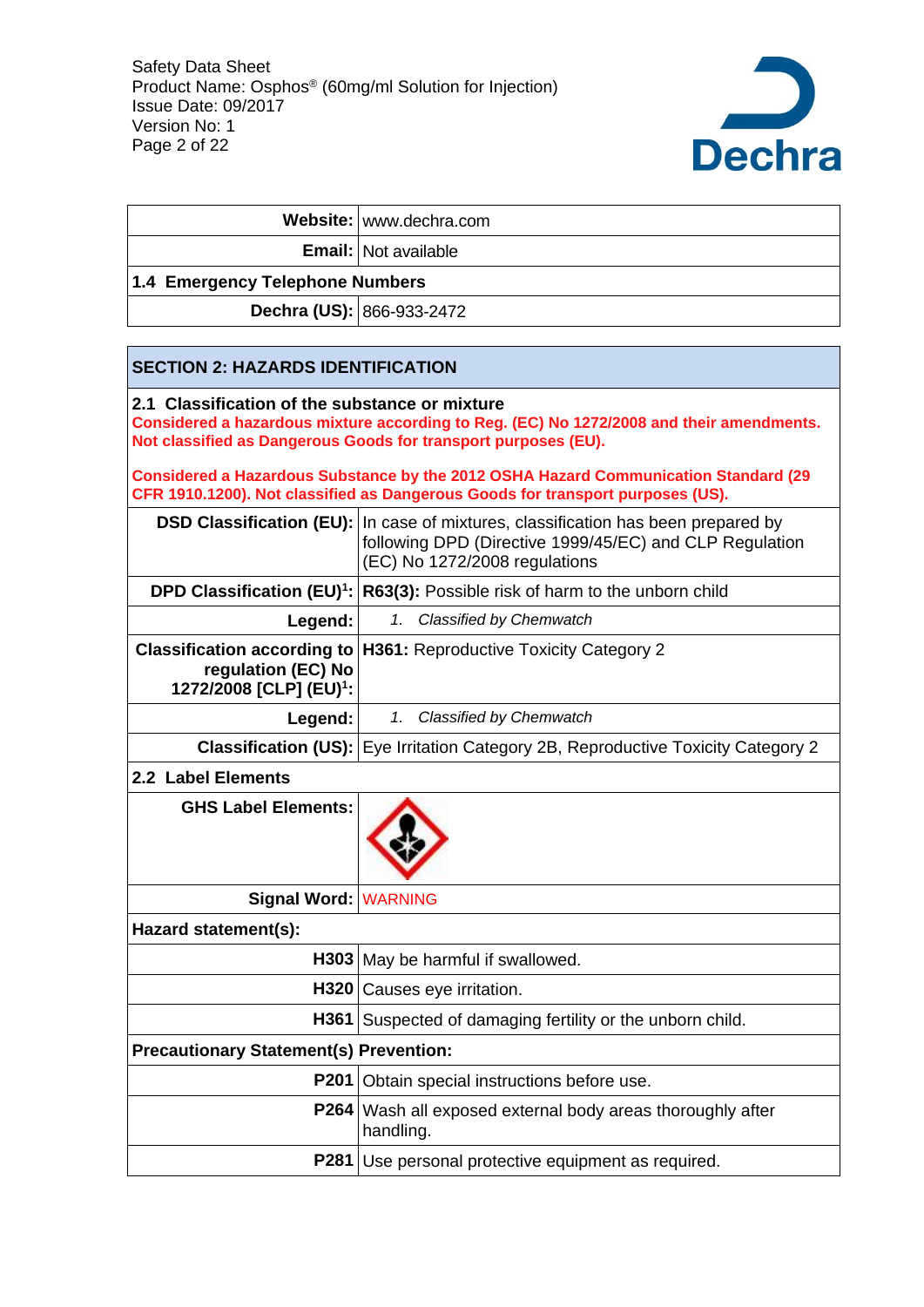| | |
|---|---|
| **Website:** | www.dechra.com |
| **Email:** | Not available |
| **1.4 Emergency Telephone Numbers** | |
| **Dechra (US):** | 866-933-2472 |

## SECTION 2: HAZARDS IDENTIFICATION

**2.1 Classification of the substance or mixture**

**Considered a hazardous mixture according to Reg. (EC) No 1272/2008 and their amendments. Not classified as Dangerous Goods for transport purposes (EU).**

**Considered a Hazardous Substance by the 2012 OSHA Hazard Communication Standard (29 CFR 1910.1200). Not classified as Dangerous Goods for transport purposes (US).**

| | |
|---|---|
| **DSD Classification (EU):** | In case of mixtures, classification has been prepared by following DPD (Directive 1999/45/EC) and CLP Regulation (EC) No 1272/2008 regulations |
| **DPD Classification (EU)[1]:** | **R63(3):** Possible risk of harm to the unborn child |
| **Legend:** | 1. *Classified by Chemwatch* |
| **Classification according to regulation (EC) No 1272/2008 [CLP] (EU)[1]:** | **H361:** Reproductive Toxicity Category 2 |
| **Legend:** | 1. *Classified by Chemwatch* |
| **Classification (US):** | Eye Irritation Category 2B, Reproductive Toxicity Category 2 |

**2.2 Label Elements**

| | |
|---|---|
| **GHS Label Elements:** | |
| **Signal Word:** | WARNING |

**Hazard statement(s):**

| | |
|---|---|
| **H303** | May be harmful if swallowed. |
| **H320** | Causes eye irritation. |
| **H361** | Suspected of damaging fertility or the unborn child. |

**Precautionary Statement(s) Prevention:**

| | |
|---|---|
| **P201** | Obtain special instructions before use. |
| **P264** | Wash all exposed external body areas thoroughly after handling. |
| **P281** | Use personal protective equipment as required. |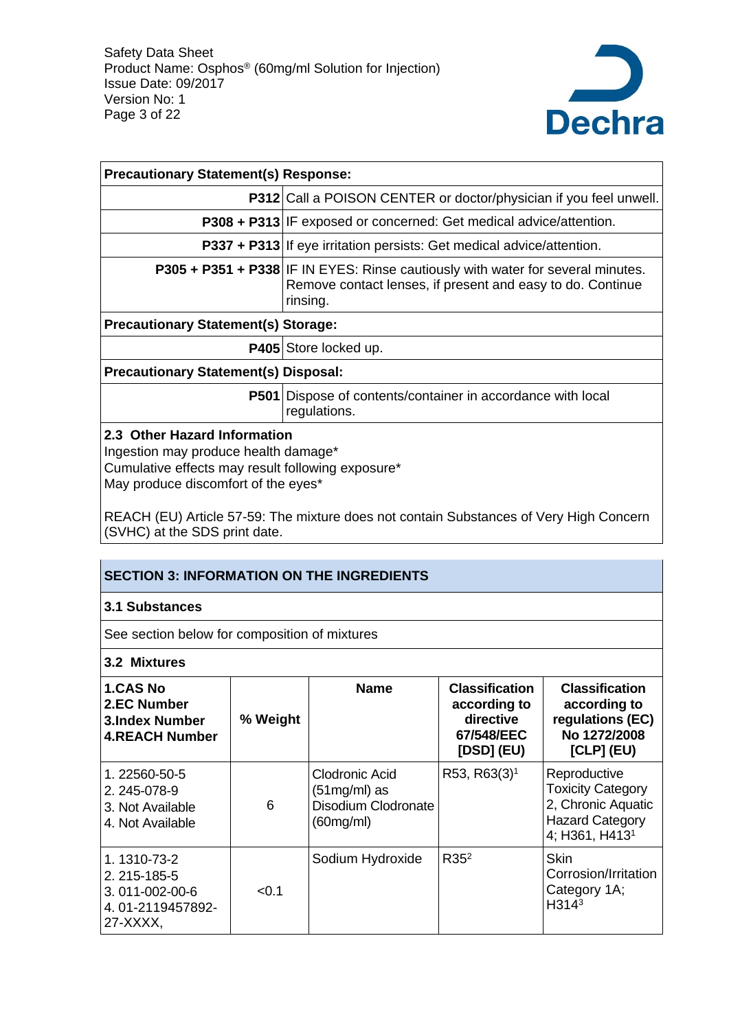| Precautionary Statement(s) Response: | |
|---|---|
| **P312** | Call a POISON CENTER or doctor/physician if you feel unwell. |
| **P308 + P313** | IF exposed or concerned: Get medical advice/attention. |
| **P337 + P313** | If eye irritation persists: Get medical advice/attention. |
| **P305 + P351 + P338** | IF IN EYES: Rinse cautiously with water for several minutes. Remove contact lenses, if present and easy to do. Continue rinsing. |
| **Precautionary Statement(s) Storage:** | |
| **P405** | Store locked up. |
| **Precautionary Statement(s) Disposal:** | |
| **P501** | Dispose of contents/container in accordance with local regulations. |

### 2.3 Other Hazard Information

Ingestion may produce health damage*
Cumulative effects may result following exposure*
May produce discomfort of the eyes*

REACH (EU) Article 57-59: The mixture does not contain Substances of Very High Concern (SVHC) at the SDS print date.

## SECTION 3: INFORMATION ON THE INGREDIENTS

### 3.1 Substances

See section below for composition of mixtures

### 3.2 Mixtures

| 1.CAS No<br>2.EC Number<br>3.Index Number<br>4.REACH Number | % Weight | Name | Classification according to directive 67/548/EEC [DSD] (EU) | Classification according to regulations (EC) No 1272/2008 [CLP] (EU) |
|---|---|---|---|---|
| 1. 22560-50-5<br>2. 245-078-9<br>3. Not Available<br>4. Not Available | 6 | Clodronic Acid (51mg/ml) as Disodium Clodronate (60mg/ml) | R53, R63(3)[1] | Reproductive Toxicity Category 2, Chronic Aquatic Hazard Category 4; H361, H413[1] |
| 1. 1310-73-2<br>2. 215-185-5<br>3. 011-002-00-6<br>4. 01-2119457892-27-XXXX, | <0.1 | Sodium Hydroxide | R35[2] | Skin Corrosion/Irritation Category 1A; H314[3] |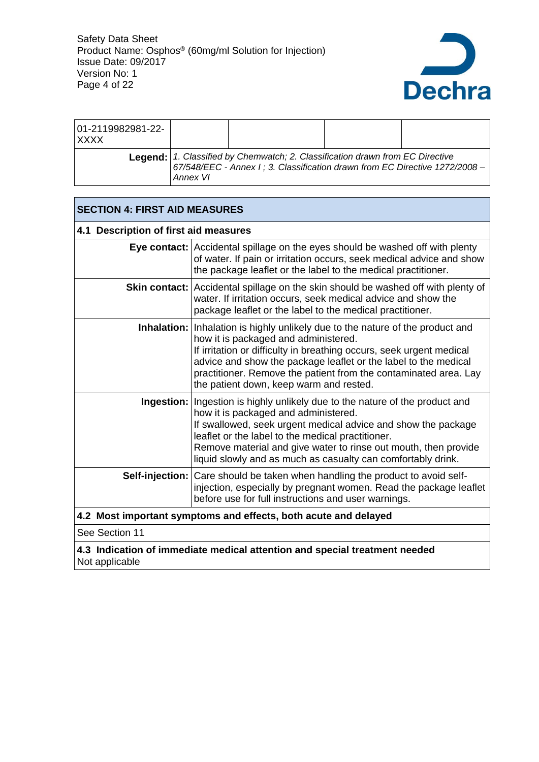| 01-2119982981-22-XXXX | | | | |
|---|---|---|---|---|
| **Legend:** | *1. Classified by Chemwatch; 2. Classification drawn from EC Directive 67/548/EEC - Annex I ; 3. Classification drawn from EC Directive 1272/2008 – Annex VI* | | | |

## SECTION 4: FIRST AID MEASURES

### 4.1 Description of first aid measures

| | |
|---|---|
| **Eye contact:** | Accidental spillage on the eyes should be washed off with plenty of water. If pain or irritation occurs, seek medical advice and show the package leaflet or the label to the medical practitioner. |
| **Skin contact:** | Accidental spillage on the skin should be washed off with plenty of water. If irritation occurs, seek medical advice and show the package leaflet or the label to the medical practitioner. |
| **Inhalation:** | Inhalation is highly unlikely due to the nature of the product and how it is packaged and administered.<br>If irritation or difficulty in breathing occurs, seek urgent medical advice and show the package leaflet or the label to the medical practitioner. Remove the patient from the contaminated area. Lay the patient down, keep warm and rested. |
| **Ingestion:** | Ingestion is highly unlikely due to the nature of the product and how it is packaged and administered.<br>If swallowed, seek urgent medical advice and show the package leaflet or the label to the medical practitioner.<br>Remove material and give water to rinse out mouth, then provide liquid slowly and as much as casualty can comfortably drink. |
| **Self-injection:** | Care should be taken when handling the product to avoid self-injection, especially by pregnant women. Read the package leaflet before use for full instructions and user warnings. |

### 4.2 Most important symptoms and effects, both acute and delayed

See Section 11

### 4.3 Indication of immediate medical attention and special treatment needed

Not applicable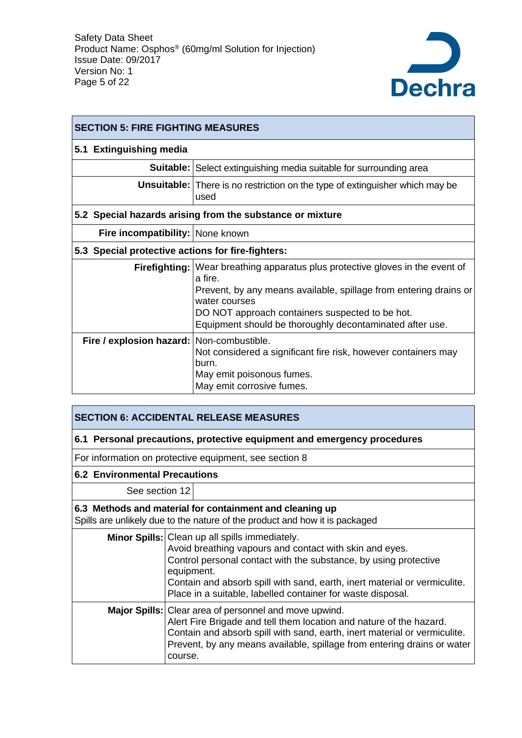## SECTION 5: FIRE FIGHTING MEASURES

### 5.1 Extinguishing media

| | |
|---|---|
| **Suitable:** | Select extinguishing media suitable for surrounding area |
| **Unsuitable:** | There is no restriction on the type of extinguisher which may be used |

### 5.2 Special hazards arising from the substance or mixture

| | |
|---|---|
| **Fire incompatibility:** | None known |

### 5.3 Special protective actions for fire-fighters:

| | |
|---|---|
| **Firefighting:** | Wear breathing apparatus plus protective gloves in the event of a fire.<br>Prevent, by any means available, spillage from entering drains or water courses<br>DO NOT approach containers suspected to be hot.<br>Equipment should be thoroughly decontaminated after use. |
| **Fire / explosion hazard:** | Non-combustible.<br>Not considered a significant fire risk, however containers may burn.<br>May emit poisonous fumes.<br>May emit corrosive fumes. |

## SECTION 6: ACCIDENTAL RELEASE MEASURES

### 6.1 Personal precautions, protective equipment and emergency procedures

For information on protective equipment, see section 8

### 6.2 Environmental Precautions

| | |
|---|---|
| See section 12 | |

### 6.3 Methods and material for containment and cleaning up

Spills are unlikely due to the nature of the product and how it is packaged

| | |
|---|---|
| **Minor Spills:** | Clean up all spills immediately.<br>Avoid breathing vapours and contact with skin and eyes.<br>Control personal contact with the substance, by using protective equipment.<br>Contain and absorb spill with sand, earth, inert material or vermiculite.<br>Place in a suitable, labelled container for waste disposal. |
| **Major Spills:** | Clear area of personnel and move upwind.<br>Alert Fire Brigade and tell them location and nature of the hazard.<br>Contain and absorb spill with sand, earth, inert material or vermiculite.<br>Prevent, by any means available, spillage from entering drains or water course. |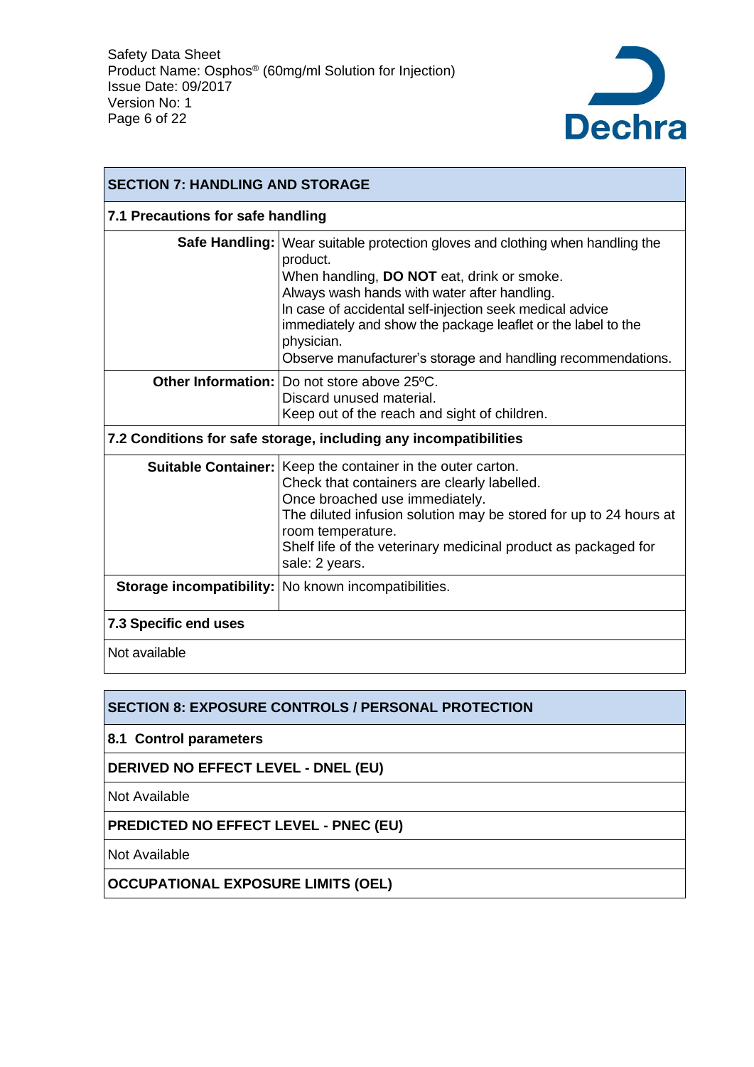## SECTION 7: HANDLING AND STORAGE

### 7.1 Precautions for safe handling

| | |
|---|---|
| **Safe Handling:** | Wear suitable protection gloves and clothing when handling the product.<br>When handling, **DO NOT** eat, drink or smoke.<br>Always wash hands with water after handling.<br>In case of accidental self-injection seek medical advice immediately and show the package leaflet or the label to the physician.<br>Observe manufacturer's storage and handling recommendations. |
| **Other Information:** | Do not store above 25ºC.<br>Discard unused material.<br>Keep out of the reach and sight of children. |

### 7.2 Conditions for safe storage, including any incompatibilities

| | |
|---|---|
| **Suitable Container:** | Keep the container in the outer carton.<br>Check that containers are clearly labelled.<br>Once broached use immediately.<br>The diluted infusion solution may be stored for up to 24 hours at room temperature.<br>Shelf life of the veterinary medicinal product as packaged for sale: 2 years. |
| **Storage incompatibility:** | No known incompatibilities. |

### 7.3 Specific end uses

Not available

## SECTION 8: EXPOSURE CONTROLS / PERSONAL PROTECTION

### 8.1 Control parameters

**DERIVED NO EFFECT LEVEL - DNEL (EU)**

Not Available

**PREDICTED NO EFFECT LEVEL - PNEC (EU)**

Not Available

**OCCUPATIONAL EXPOSURE LIMITS (OEL)**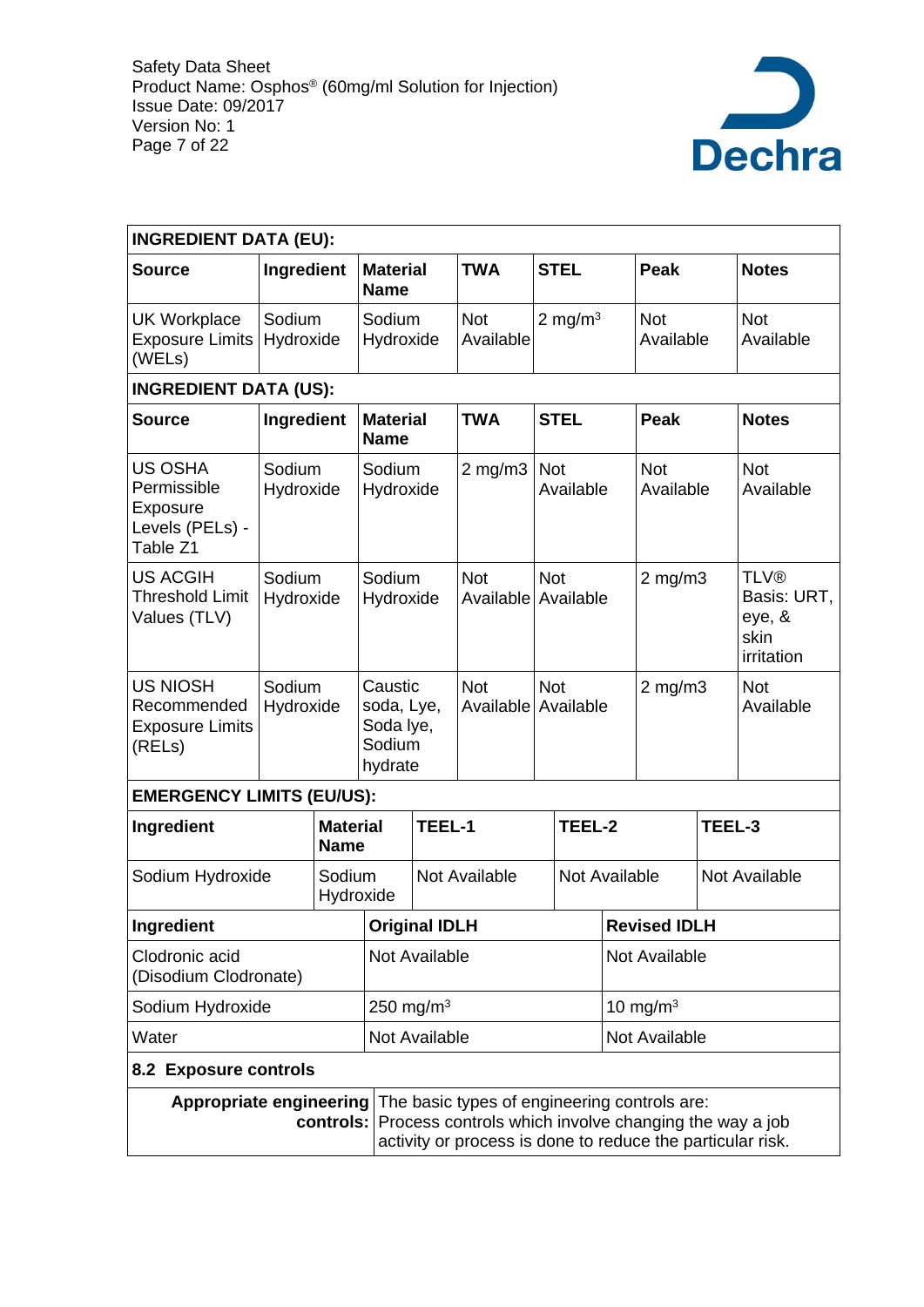**INGREDIENT DATA (EU):**

| Source | Ingredient | Material Name | TWA | STEL | Peak | Notes |
|---|---|---|---|---|---|---|
| UK Workplace Exposure Limits (WELs) | Sodium Hydroxide | Sodium Hydroxide | Not Available | 2 $mg/m^3$ | Not Available | Not Available |

**INGREDIENT DATA (US):**

| Source | Ingredient | Material Name | TWA | STEL | Peak | Notes |
|---|---|---|---|---|---|---|
| US OSHA Permissible Exposure Levels (PELs) - Table Z1 | Sodium Hydroxide | Sodium Hydroxide | 2 mg/m3 | Not Available | Not Available | Not Available |
| US ACGIH Threshold Limit Values (TLV) | Sodium Hydroxide | Sodium Hydroxide | Not Available | Not Available | 2 mg/m3 | TLV® Basis: URT, eye, & skin irritation |
| US NIOSH Recommended Exposure Limits (RELs) | Sodium Hydroxide | Caustic soda, Lye, Soda lye, Sodium hydrate | Not Available | Not Available | 2 mg/m3 | Not Available |

**EMERGENCY LIMITS (EU/US):**

| Ingredient | Material Name | TEEL-1 | TEEL-2 | TEEL-3 |
|---|---|---|---|---|
| Sodium Hydroxide | Sodium Hydroxide | Not Available | Not Available | Not Available |

| Ingredient | Original IDLH | Revised IDLH |
|---|---|---|
| Clodronic acid (Disodium Clodronate) | Not Available | Not Available |
| Sodium Hydroxide | 250 $mg/m^3$ | 10 $mg/m^3$ |
| Water | Not Available | Not Available |

**8.2 Exposure controls**

| | |
|---|---|
| **Appropriate engineering controls:** | The basic types of engineering controls are: Process controls which involve changing the way a job activity or process is done to reduce the particular risk. |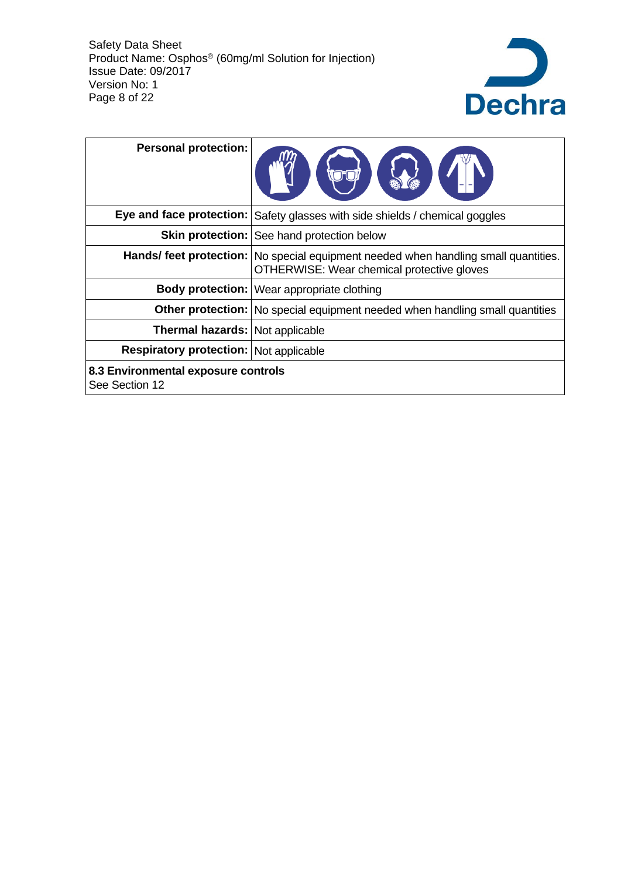| Personal protection: | |
|---|---|
| Eye and face protection: | Safety glasses with side shields / chemical goggles |
| Skin protection: | See hand protection below |
| Hands/ feet protection: | No special equipment needed when handling small quantities. OTHERWISE: Wear chemical protective gloves |
| Body protection: | Wear appropriate clothing |
| Other protection: | No special equipment needed when handling small quantities |
| Thermal hazards: | Not applicable |
| Respiratory protection: | Not applicable |

**8.3 Environmental exposure controls**

See Section 12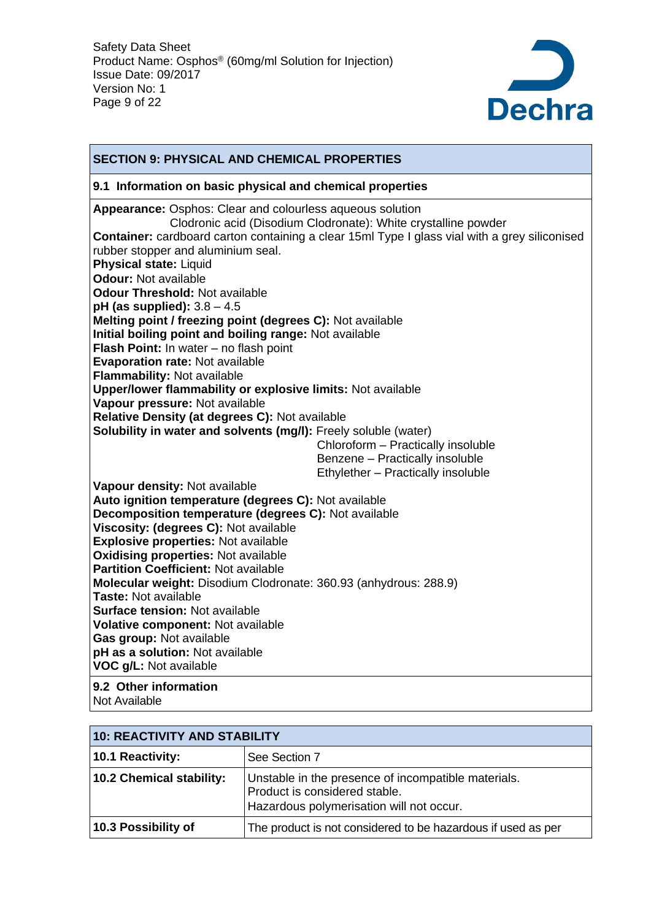## SECTION 9: PHYSICAL AND CHEMICAL PROPERTIES

### 9.1 Information on basic physical and chemical properties

**Appearance:** Osphos: Clear and colourless aqueous solution
Clodronic acid (Disodium Clodronate): White crystalline powder
**Container:** cardboard carton containing a clear 15ml Type I glass vial with a grey siliconised rubber stopper and aluminium seal.
**Physical state:** Liquid
**Odour:** Not available
**Odour Threshold:** Not available
**pH (as supplied):** 3.8 – 4.5
**Melting point / freezing point (degrees C):** Not available
**Initial boiling point and boiling range:** Not available
**Flash Point:** In water – no flash point
**Evaporation rate:** Not available
**Flammability:** Not available
**Upper/lower flammability or explosive limits:** Not available
**Vapour pressure:** Not available
**Relative Density (at degrees C):** Not available
**Solubility in water and solvents (mg/l):** Freely soluble (water)
Chloroform – Practically insoluble
Benzene – Practically insoluble
Ethylether – Practically insoluble
**Vapour density:** Not available
**Auto ignition temperature (degrees C):** Not available
**Decomposition temperature (degrees C):** Not available
**Viscosity: (degrees C):** Not available
**Explosive properties:** Not available
**Oxidising properties:** Not available
**Partition Coefficient:** Not available
**Molecular weight:** Disodium Clodronate: 360.93 (anhydrous: 288.9)
**Taste:** Not available
**Surface tension:** Not available
**Volative component:** Not available
**Gas group:** Not available
**pH as a solution:** Not available
**VOC g/L:** Not available

### 9.2 Other information

Not Available

## 10: REACTIVITY AND STABILITY

| | |
|---|---|
| **10.1 Reactivity:** | See Section 7 |
| **10.2 Chemical stability:** | Unstable in the presence of incompatible materials.<br>Product is considered stable.<br>Hazardous polymerisation will not occur. |
| **10.3 Possibility of** | The product is not considered to be hazardous if used as per |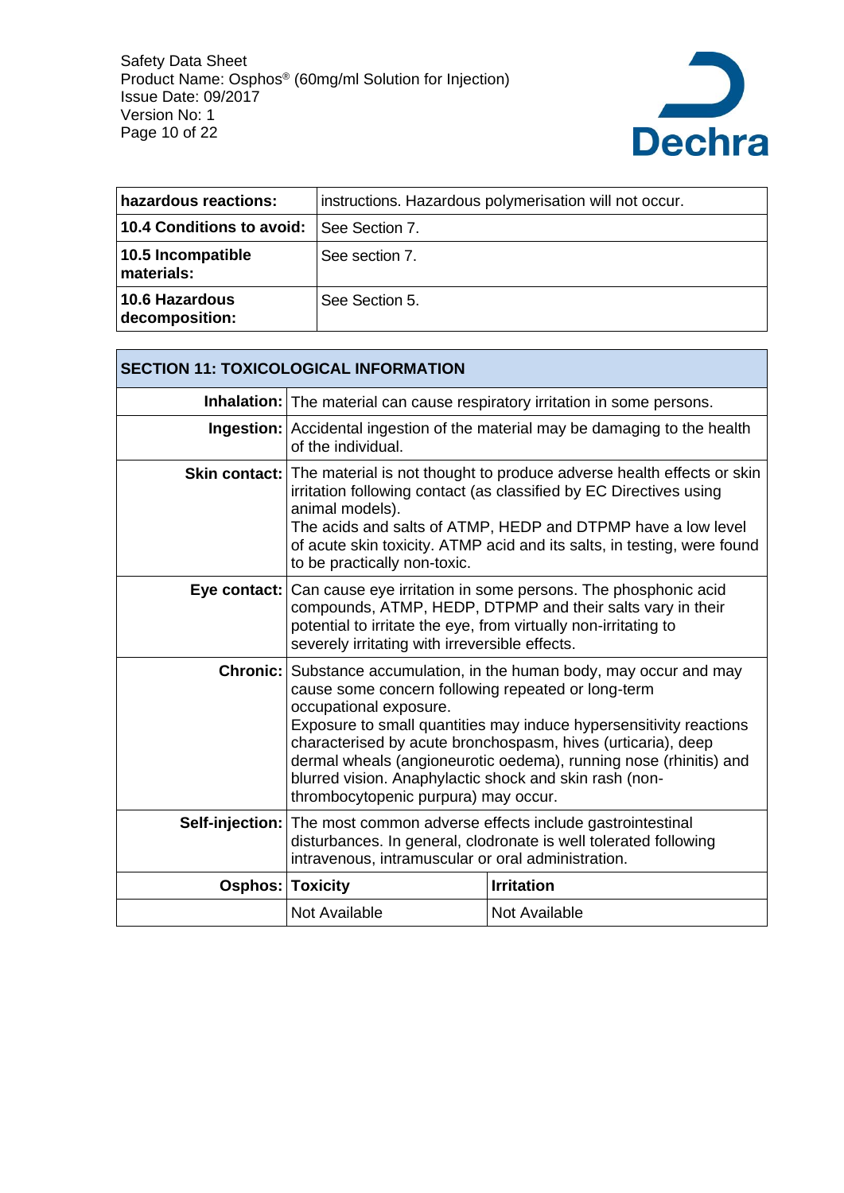| | |
|---|---|
| **hazardous reactions:** | instructions. Hazardous polymerisation will not occur. |
| **10.4 Conditions to avoid:** | See Section 7. |
| **10.5 Incompatible materials:** | See section 7. |
| **10.6 Hazardous decomposition:** | See Section 5. |

## SECTION 11: TOXICOLOGICAL INFORMATION

| | | |
|---|---|---|
| **Inhalation:** | The material can cause respiratory irritation in some persons. | |
| **Ingestion:** | Accidental ingestion of the material may be damaging to the health of the individual. | |
| **Skin contact:** | The material is not thought to produce adverse health effects or skin irritation following contact (as classified by EC Directives using animal models).<br>The acids and salts of ATMP, HEDP and DTPMP have a low level of acute skin toxicity. ATMP acid and its salts, in testing, were found to be practically non-toxic. | |
| **Eye contact:** | Can cause eye irritation in some persons. The phosphonic acid compounds, ATMP, HEDP, DTPMP and their salts vary in their potential to irritate the eye, from virtually non-irritating to severely irritating with irreversible effects. | |
| **Chronic:** | Substance accumulation, in the human body, may occur and may cause some concern following repeated or long-term occupational exposure.<br>Exposure to small quantities may induce hypersensitivity reactions characterised by acute bronchospasm, hives (urticaria), deep dermal wheals (angioneurotic oedema), running nose (rhinitis) and blurred vision. Anaphylactic shock and skin rash (non-thrombocytopenic purpura) may occur. | |
| **Self-injection:** | The most common adverse effects include gastrointestinal disturbances. In general, clodronate is well tolerated following intravenous, intramuscular or oral administration. | |
| **Osphos:** | **Toxicity** | **Irritation** |
| | Not Available | Not Available |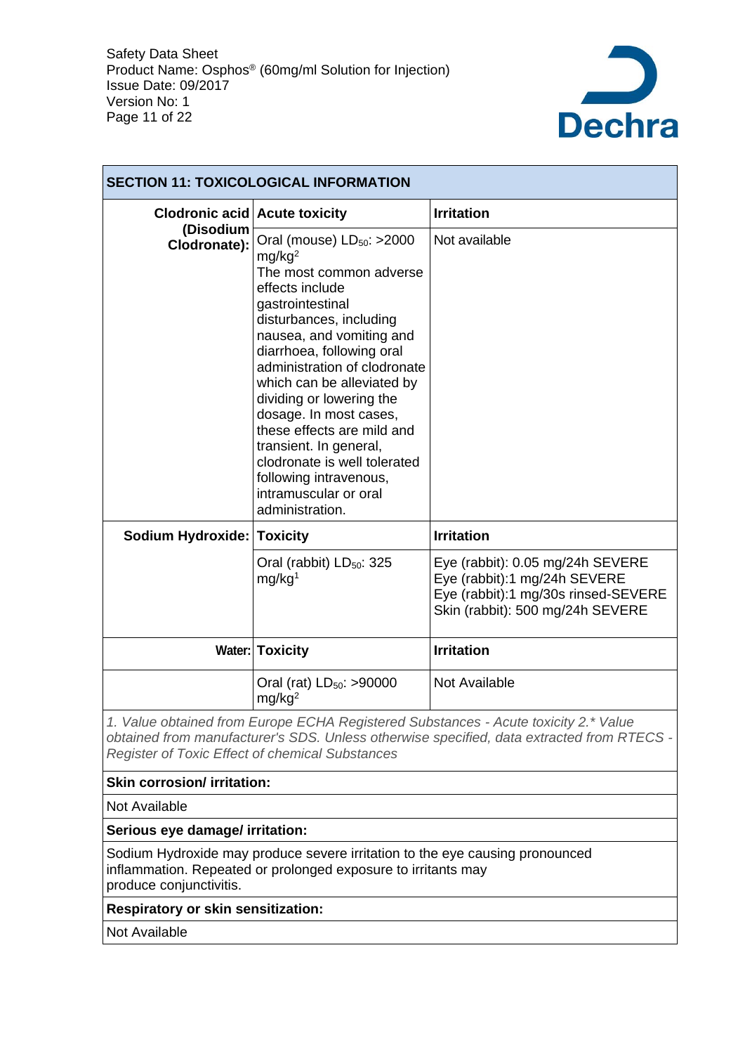## SECTION 11: TOXICOLOGICAL INFORMATION

| | | |
|---|---|---|
| **Clodronic acid (Disodium Clodronate):** | **Acute toxicity** | **Irritation** |
| | Oral (mouse) $LD_{50}$: >2000 mg/kg[2] The most common adverse effects include gastrointestinal disturbances, including nausea, and vomiting and diarrhoea, following oral administration of clodronate which can be alleviated by dividing or lowering the dosage. In most cases, these effects are mild and transient. In general, clodronate is well tolerated following intravenous, intramuscular or oral administration. | Not available |
| **Sodium Hydroxide:** | **Toxicity** | **Irritation** |
| | Oral (rabbit) $LD_{50}$: 325 mg/kg[1] | Eye (rabbit): 0.05 mg/24h SEVERE<br>Eye (rabbit):1 mg/24h SEVERE<br>Eye (rabbit):1 mg/30s rinsed-SEVERE<br>Skin (rabbit): 500 mg/24h SEVERE |
| **Water:** | **Toxicity** | **Irritation** |
| | Oral (rat) $LD_{50}$: >90000 mg/kg[2] | Not Available |

*1. Value obtained from Europe ECHA Registered Substances - Acute toxicity 2.* Value obtained from manufacturer's SDS. Unless otherwise specified, data extracted from RTECS - Register of Toxic Effect of chemical Substances*

**Skin corrosion/ irritation:**

Not Available

**Serious eye damage/ irritation:**

Sodium Hydroxide may produce severe irritation to the eye causing pronounced inflammation. Repeated or prolonged exposure to irritants may produce conjunctivitis.

**Respiratory or skin sensitization:**

Not Available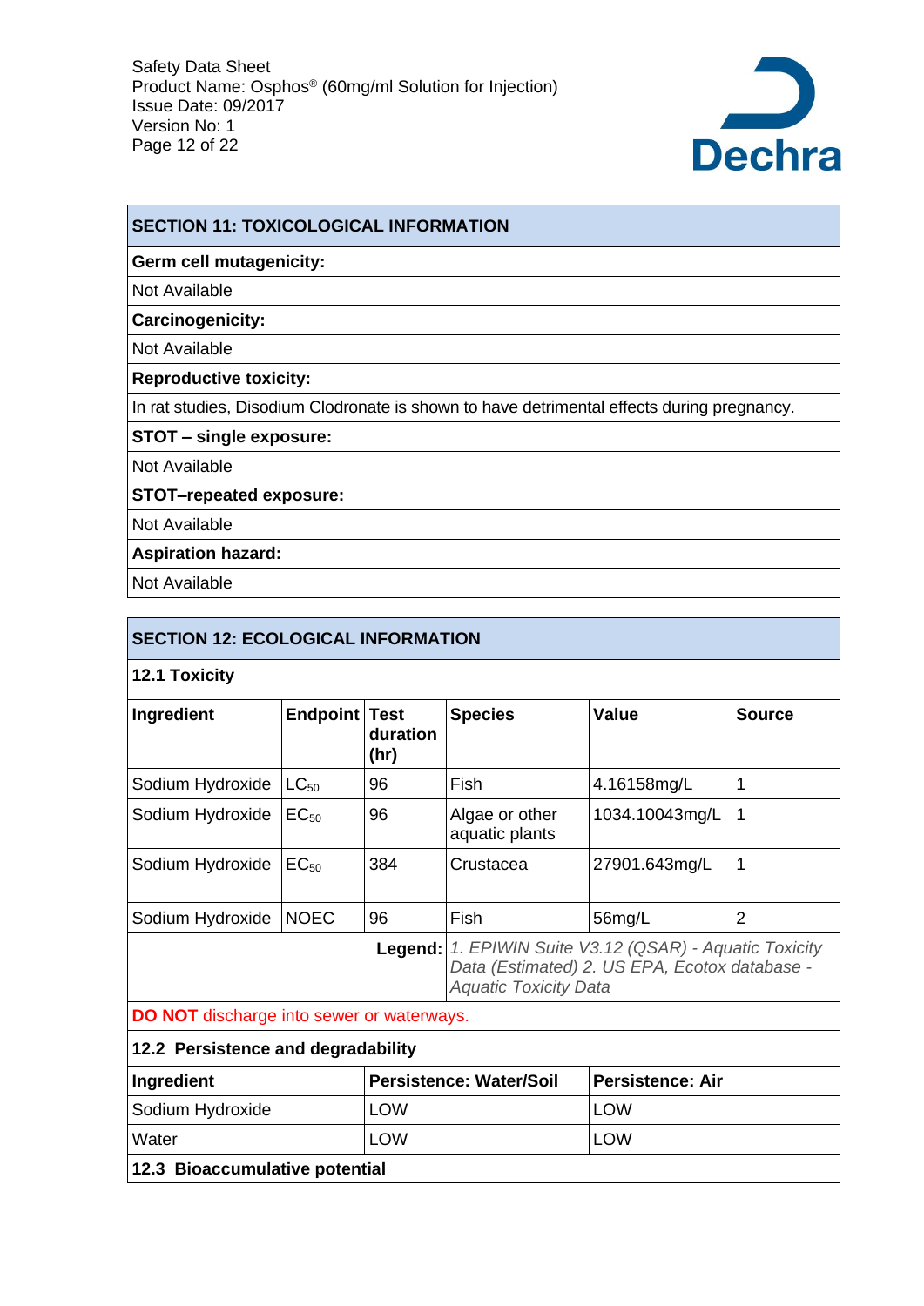## SECTION 11: TOXICOLOGICAL INFORMATION

**Germ cell mutagenicity:**

Not Available

**Carcinogenicity:**

Not Available

**Reproductive toxicity:**

In rat studies, Disodium Clodronate is shown to have detrimental effects during pregnancy.

**STOT – single exposure:**

Not Available

**STOT–repeated exposure:**

Not Available

**Aspiration hazard:**

Not Available

## SECTION 12: ECOLOGICAL INFORMATION

### 12.1 Toxicity

| Ingredient | Endpoint | Test duration (hr) | Species | Value | Source |
|---|---|---|---|---|---|
| Sodium Hydroxide | $LC_{50}$ | 96 | Fish | 4.16158mg/L | 1 |
| Sodium Hydroxide | $EC_{50}$ | 96 | Algae or other aquatic plants | 1034.10043mg/L | 1 |
| Sodium Hydroxide | $EC_{50}$ | 384 | Crustacea | 27901.643mg/L | 1 |
| Sodium Hydroxide | NOEC | 96 | Fish | 56mg/L | 2 |

**Legend:** *1. EPIWIN Suite V3.12 (QSAR) - Aquatic Toxicity Data (Estimated) 2. US EPA, Ecotox database - Aquatic Toxicity Data*

**DO NOT** discharge into sewer or waterways.

### 12.2 Persistence and degradability

| Ingredient | Persistence: Water/Soil | Persistence: Air |
|---|---|---|
| Sodium Hydroxide | LOW | LOW |
| Water | LOW | LOW |

### 12.3 Bioaccumulative potential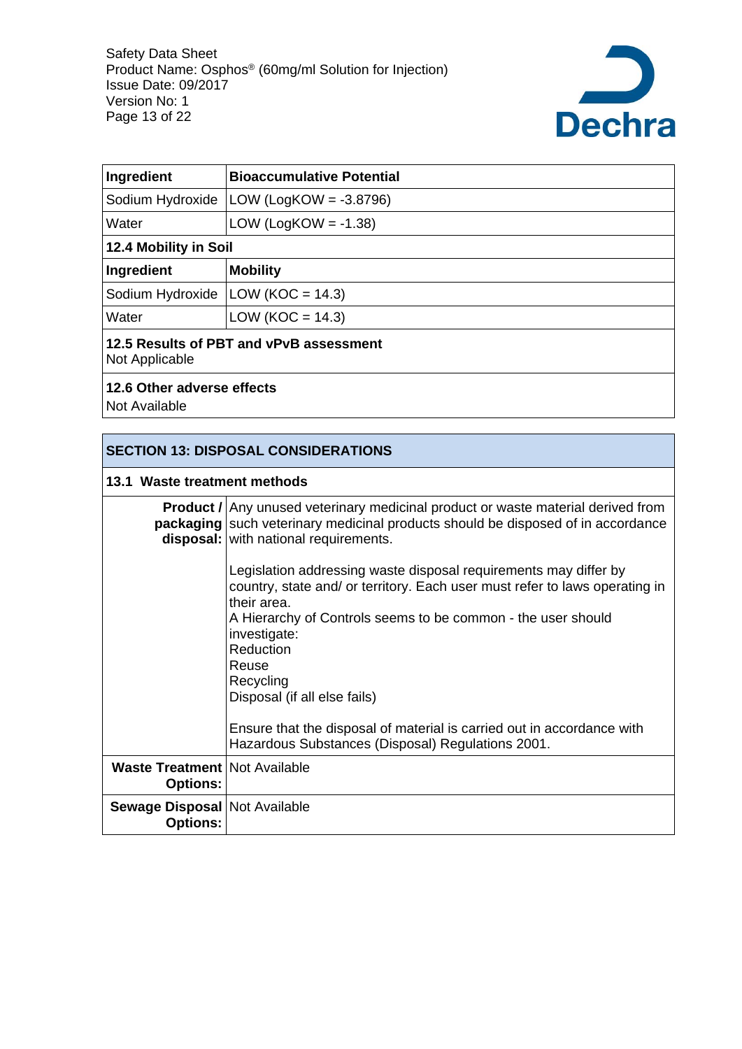| Ingredient | Bioaccumulative Potential |
|---|---|
| Sodium Hydroxide | LOW (LogKOW = -3.8796) |
| Water | LOW (LogKOW = -1.38) |

**12.4 Mobility in Soil**

| Ingredient | Mobility |
|---|---|
| Sodium Hydroxide | LOW (KOC = 14.3) |
| Water | LOW (KOC = 14.3) |

**12.5 Results of PBT and vPvB assessment**

Not Applicable

**12.6 Other adverse effects**

Not Available

## SECTION 13: DISPOSAL CONSIDERATIONS

**13.1 Waste treatment methods**

| | |
|---|---|
| **Product / packaging disposal:** | Any unused veterinary medicinal product or waste material derived from such veterinary medicinal products should be disposed of in accordance with national requirements.<br><br>Legislation addressing waste disposal requirements may differ by country, state and/ or territory. Each user must refer to laws operating in their area.<br>A Hierarchy of Controls seems to be common - the user should investigate:<br>Reduction<br>Reuse<br>Recycling<br>Disposal (if all else fails)<br><br>Ensure that the disposal of material is carried out in accordance with Hazardous Substances (Disposal) Regulations 2001. |
| **Waste Treatment Options:** | Not Available |
| **Sewage Disposal Options:** | Not Available |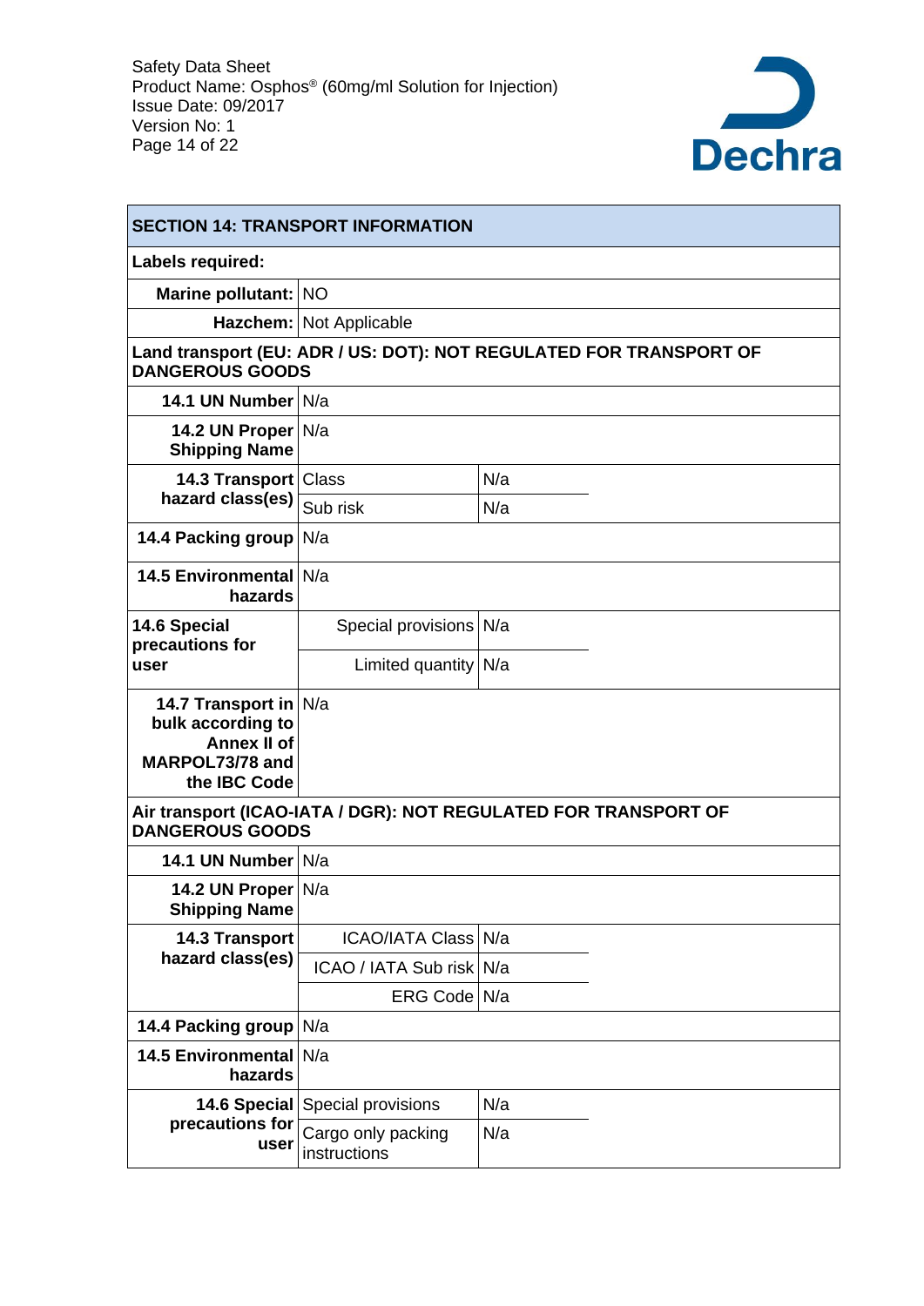## SECTION 14: TRANSPORT INFORMATION

**Labels required:**

| | | |
|---|---|---|
| **Marine pollutant:** | NO | |
| **Hazchem:** | Not Applicable | |

**Land transport (EU: ADR / US: DOT): NOT REGULATED FOR TRANSPORT OF DANGEROUS GOODS**

| | | |
|---|---|---|
| **14.1 UN Number** | N/a | |
| **14.2 UN Proper Shipping Name** | N/a | |
| **14.3 Transport hazard class(es)** | Class | N/a |
| | Sub risk | N/a |
| **14.4 Packing group** | N/a | |
| **14.5 Environmental hazards** | N/a | |
| **14.6 Special precautions for user** | Special provisions | N/a |
| | Limited quantity | N/a |
| **14.7 Transport in bulk according to Annex II of MARPOL73/78 and the IBC Code** | N/a | |

**Air transport (ICAO-IATA / DGR): NOT REGULATED FOR TRANSPORT OF DANGEROUS GOODS**

| | | |
|---|---|---|
| **14.1 UN Number** | N/a | |
| **14.2 UN Proper Shipping Name** | N/a | |
| **14.3 Transport hazard class(es)** | ICAO/IATA Class | N/a |
| | ICAO / IATA Sub risk | N/a |
| | ERG Code | N/a |
| **14.4 Packing group** | N/a | |
| **14.5 Environmental hazards** | N/a | |
| **14.6 Special precautions for user** | Special provisions | N/a |
| | Cargo only packing instructions | N/a |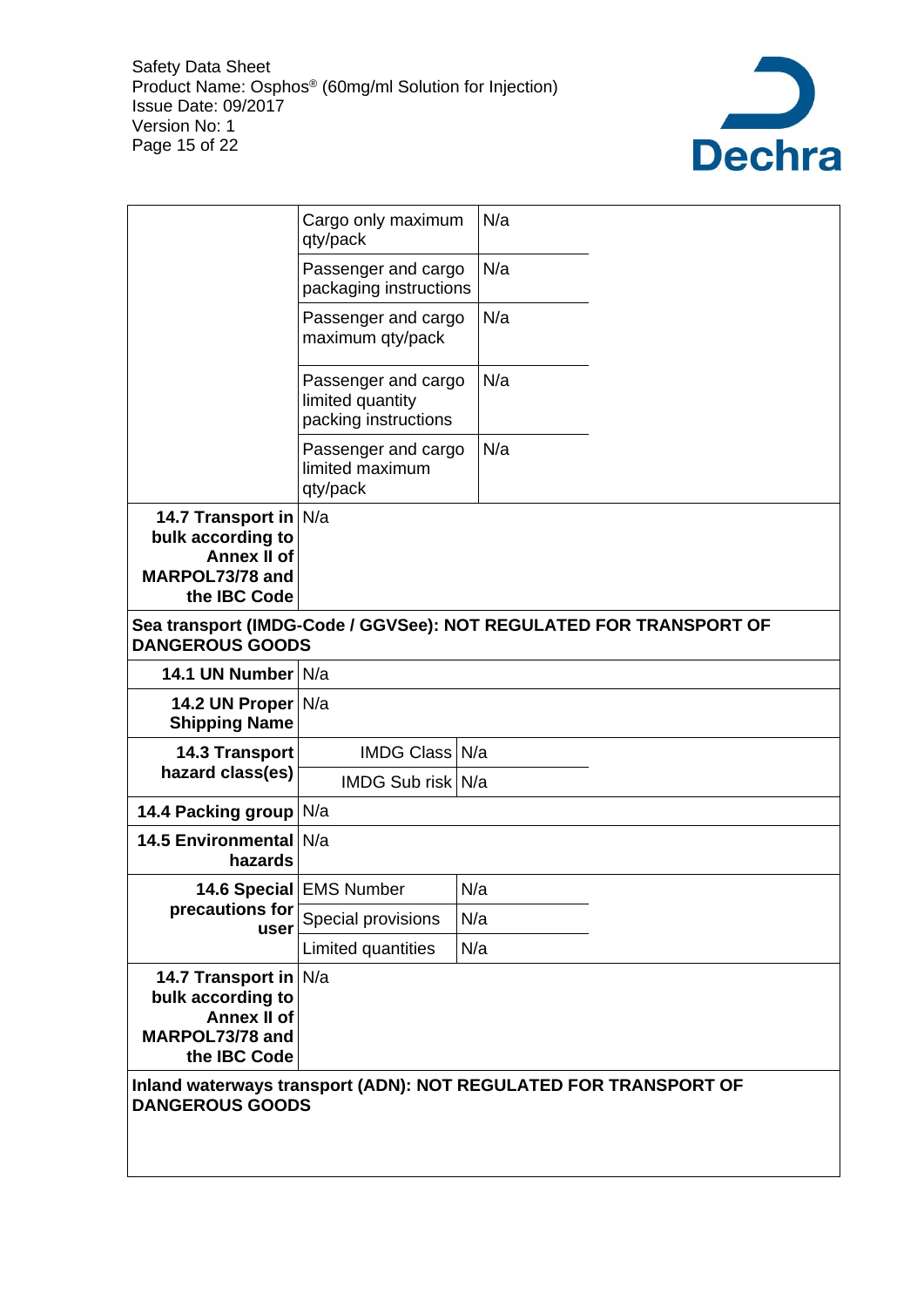| | | |
|---|---|---|
| | Cargo only maximum qty/pack | N/a |
| | Passenger and cargo packaging instructions | N/a |
| | Passenger and cargo maximum qty/pack | N/a |
| | Passenger and cargo limited quantity packing instructions | N/a |
| | Passenger and cargo limited maximum qty/pack | N/a |
| **14.7 Transport in bulk according to Annex II of MARPOL73/78 and the IBC Code** | N/a | |

**Sea transport (IMDG-Code / GGVSee): NOT REGULATED FOR TRANSPORT OF DANGEROUS GOODS**

| | | |
|---|---|---|
| **14.1 UN Number** | N/a | |
| **14.2 UN Proper Shipping Name** | N/a | |
| **14.3 Transport hazard class(es)** | IMDG Class | N/a |
| | IMDG Sub risk | N/a |
| **14.4 Packing group** | N/a | |
| **14.5 Environmental hazards** | N/a | |
| **14.6 Special precautions for user** | EMS Number | N/a |
| | Special provisions | N/a |
| | Limited quantities | N/a |
| **14.7 Transport in bulk according to Annex II of MARPOL73/78 and the IBC Code** | N/a | |

**Inland waterways transport (ADN): NOT REGULATED FOR TRANSPORT OF DANGEROUS GOODS**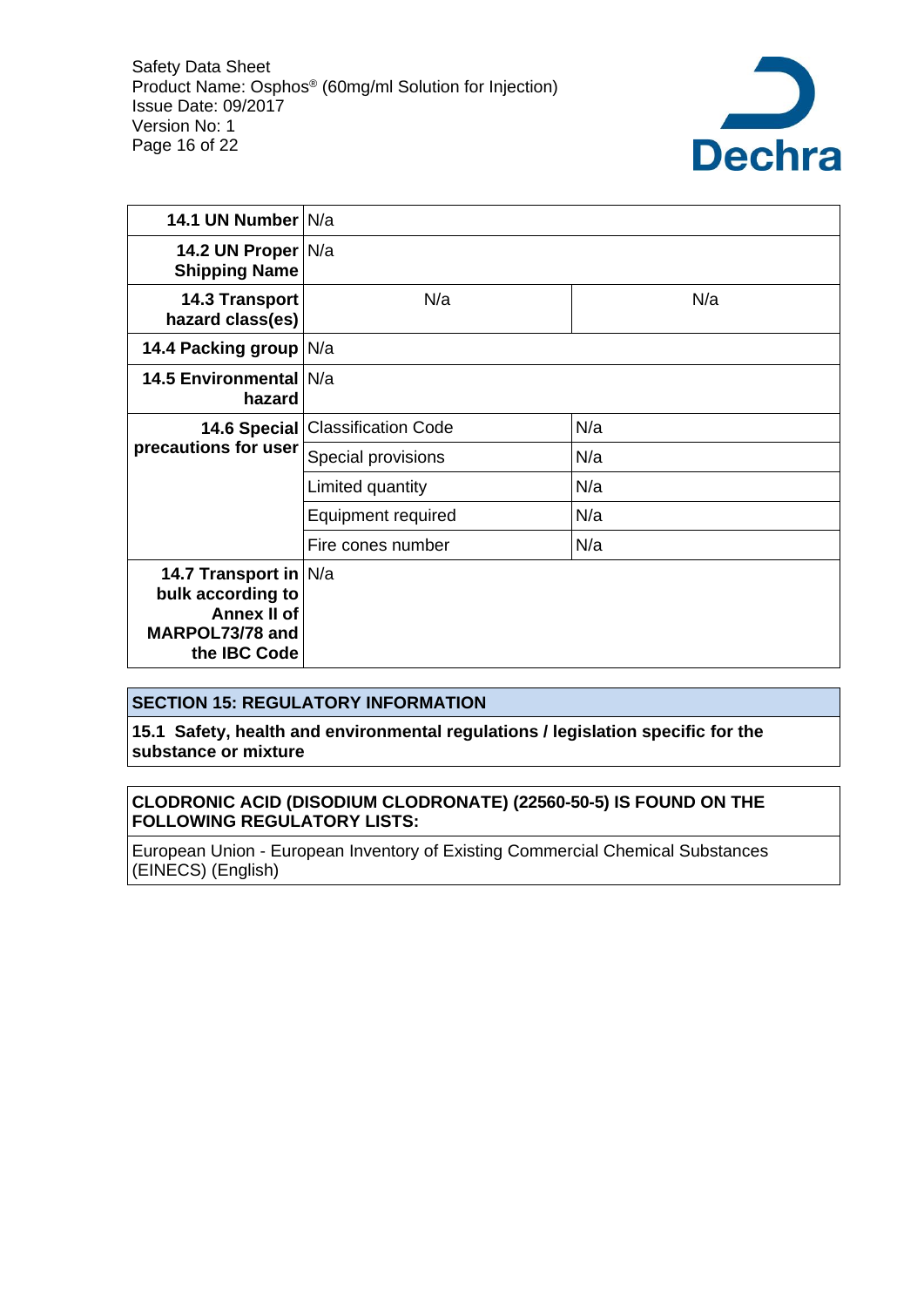| | | |
|---|---|---|
| **14.1 UN Number** | N/a | |
| **14.2 UN Proper Shipping Name** | N/a | |
| **14.3 Transport hazard class(es)** | N/a | N/a |
| **14.4 Packing group** | N/a | |
| **14.5 Environmental hazard** | N/a | |
| **14.6 Special precautions for user** | Classification Code | N/a |
| | Special provisions | N/a |
| | Limited quantity | N/a |
| | Equipment required | N/a |
| | Fire cones number | N/a |
| **14.7 Transport in bulk according to Annex II of MARPOL73/78 and the IBC Code** | N/a | |

## SECTION 15: REGULATORY INFORMATION

**15.1 Safety, health and environmental regulations / legislation specific for the substance or mixture**

**CLODRONIC ACID (DISODIUM CLODRONATE) (22560-50-5) IS FOUND ON THE FOLLOWING REGULATORY LISTS:**

European Union - European Inventory of Existing Commercial Chemical Substances (EINECS) (English)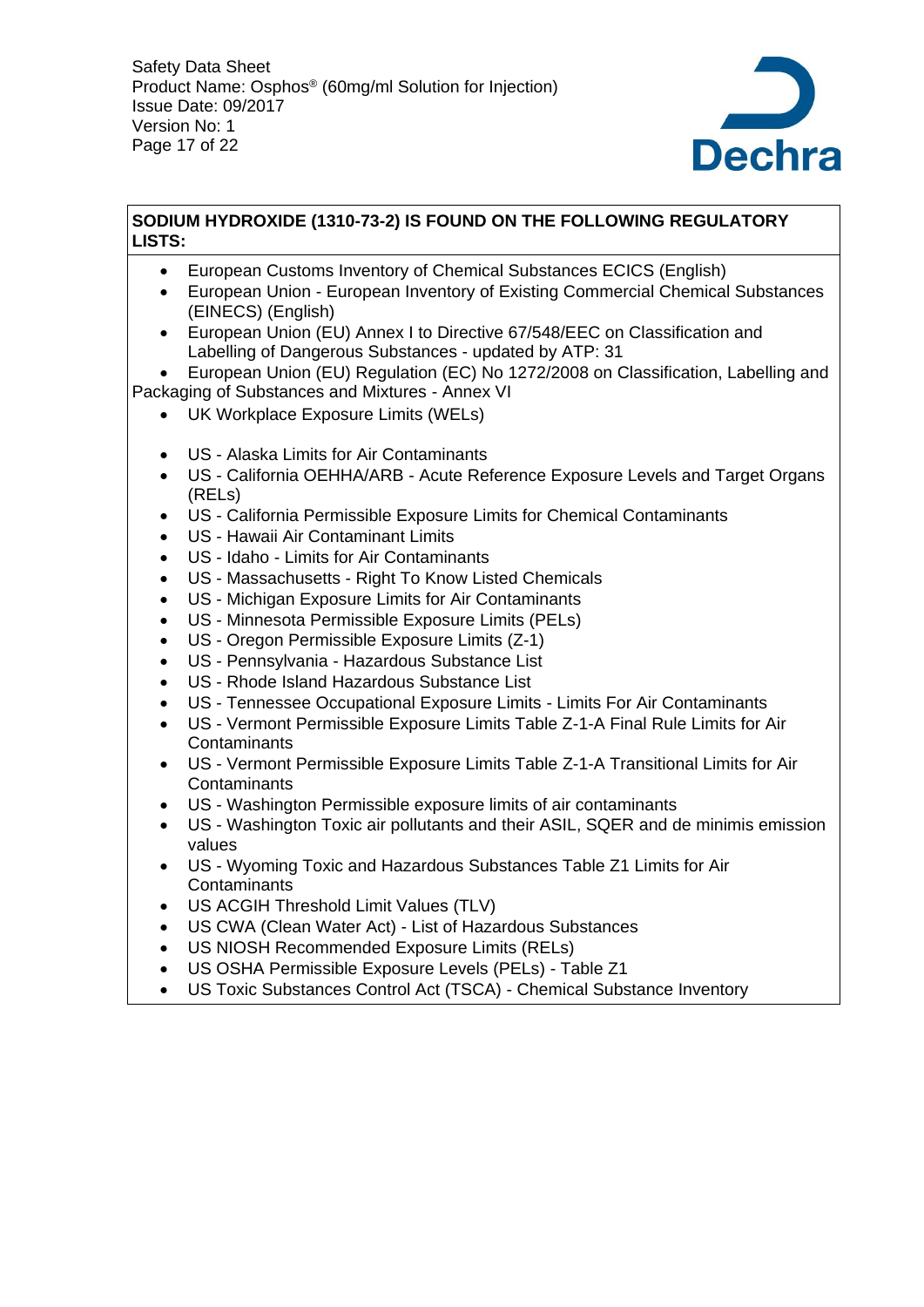**SODIUM HYDROXIDE (1310-73-2) IS FOUND ON THE FOLLOWING REGULATORY LISTS:**

- European Customs Inventory of Chemical Substances ECICS (English)
- European Union - European Inventory of Existing Commercial Chemical Substances (EINECS) (English)
- European Union (EU) Annex I to Directive 67/548/EEC on Classification and Labelling of Dangerous Substances - updated by ATP: 31
- European Union (EU) Regulation (EC) No 1272/2008 on Classification, Labelling and Packaging of Substances and Mixtures - Annex VI
- UK Workplace Exposure Limits (WELs)
- US - Alaska Limits for Air Contaminants
- US - California OEHHA/ARB - Acute Reference Exposure Levels and Target Organs (RELs)
- US - California Permissible Exposure Limits for Chemical Contaminants
- US - Hawaii Air Contaminant Limits
- US - Idaho - Limits for Air Contaminants
- US - Massachusetts - Right To Know Listed Chemicals
- US - Michigan Exposure Limits for Air Contaminants
- US - Minnesota Permissible Exposure Limits (PELs)
- US - Oregon Permissible Exposure Limits (Z-1)
- US - Pennsylvania - Hazardous Substance List
- US - Rhode Island Hazardous Substance List
- US - Tennessee Occupational Exposure Limits - Limits For Air Contaminants
- US - Vermont Permissible Exposure Limits Table Z-1-A Final Rule Limits for Air Contaminants
- US - Vermont Permissible Exposure Limits Table Z-1-A Transitional Limits for Air Contaminants
- US - Washington Permissible exposure limits of air contaminants
- US - Washington Toxic air pollutants and their ASIL, SQER and de minimis emission values
- US - Wyoming Toxic and Hazardous Substances Table Z1 Limits for Air Contaminants
- US ACGIH Threshold Limit Values (TLV)
- US CWA (Clean Water Act) - List of Hazardous Substances
- US NIOSH Recommended Exposure Limits (RELs)
- US OSHA Permissible Exposure Levels (PELs) - Table Z1
- US Toxic Substances Control Act (TSCA) - Chemical Substance Inventory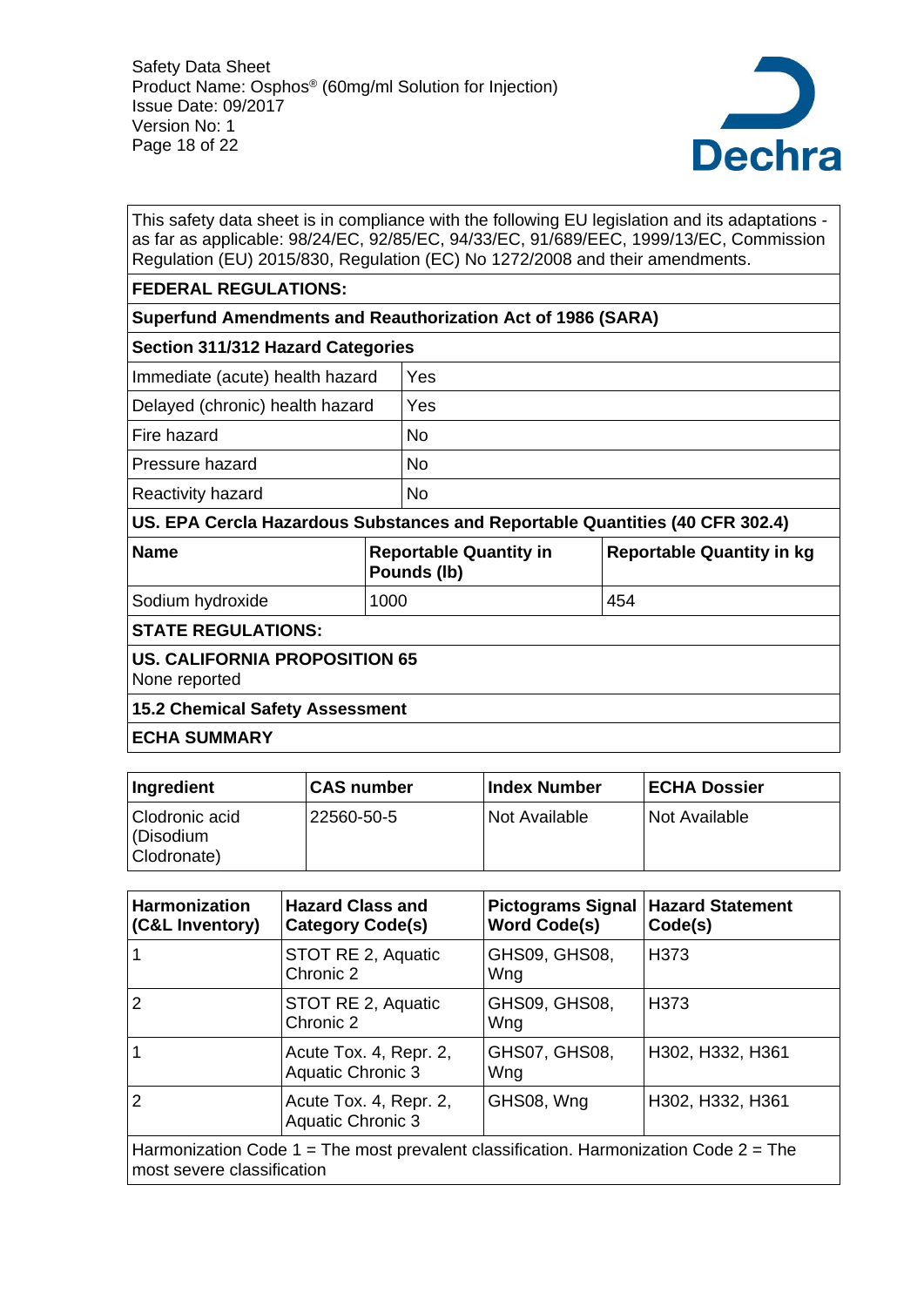This safety data sheet is in compliance with the following EU legislation and its adaptations - as far as applicable: 98/24/EC, 92/85/EC, 94/33/EC, 91/689/EEC, 1999/13/EC, Commission Regulation (EU) 2015/830, Regulation (EC) No 1272/2008 and their amendments.

**FEDERAL REGULATIONS:**

**Superfund Amendments and Reauthorization Act of 1986 (SARA)**

**Section 311/312 Hazard Categories**

| | |
|---|---|
| Immediate (acute) health hazard | Yes |
| Delayed (chronic) health hazard | Yes |
| Fire hazard | No |
| Pressure hazard | No |
| Reactivity hazard | No |

**US. EPA Cercla Hazardous Substances and Reportable Quantities (40 CFR 302.4)**

| Name | Reportable Quantity in Pounds (lb) | Reportable Quantity in kg |
|---|---|---|
| Sodium hydroxide | 1000 | 454 |

**STATE REGULATIONS:**

**US. CALIFORNIA PROPOSITION 65**

None reported

**15.2 Chemical Safety Assessment**

**ECHA SUMMARY**

| Ingredient | CAS number | Index Number | ECHA Dossier |
|---|---|---|---|
| Clodronic acid (Disodium Clodronate) | 22560-50-5 | Not Available | Not Available |

| Harmonization (C&L Inventory) | Hazard Class and Category Code(s) | Pictograms Signal Word Code(s) | Hazard Statement Code(s) |
|---|---|---|---|
| 1 | STOT RE 2, Aquatic Chronic 2 | GHS09, GHS08, Wng | H373 |
| 2 | STOT RE 2, Aquatic Chronic 2 | GHS09, GHS08, Wng | H373 |
| 1 | Acute Tox. 4, Repr. 2, Aquatic Chronic 3 | GHS07, GHS08, Wng | H302, H332, H361 |
| 2 | Acute Tox. 4, Repr. 2, Aquatic Chronic 3 | GHS08, Wng | H302, H332, H361 |

Harmonization Code 1 = The most prevalent classification. Harmonization Code 2 = The most severe classification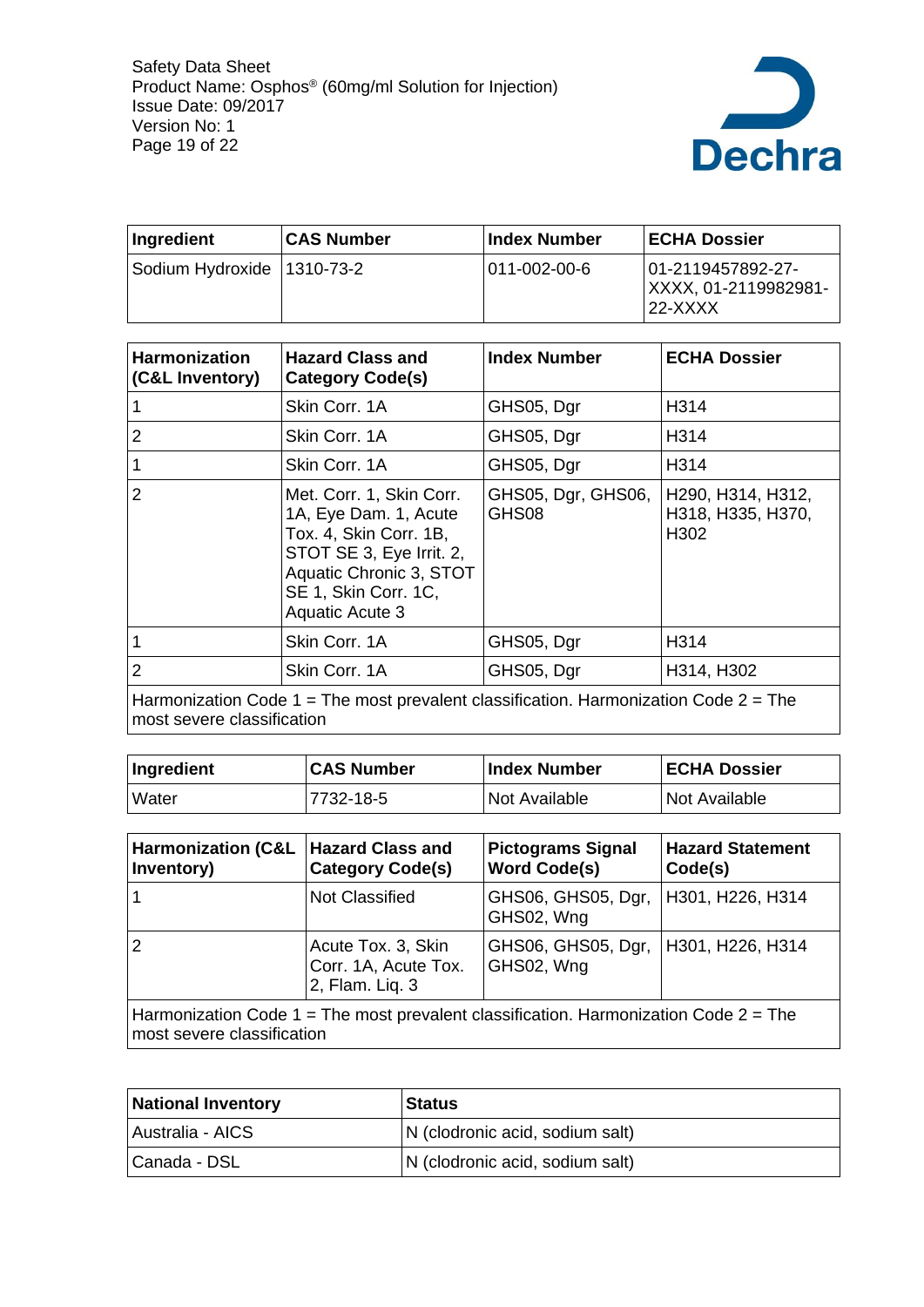| Ingredient | CAS Number | Index Number | ECHA Dossier |
| --- | --- | --- | --- |
| Sodium Hydroxide | 1310-73-2 | 011-002-00-6 | 01-2119457892-27-XXXX, 01-2119982981-22-XXXX |

| Harmonization (C&L Inventory) | Hazard Class and Category Code(s) | Index Number | ECHA Dossier |
| --- | --- | --- | --- |
| 1 | Skin Corr. 1A | GHS05, Dgr | H314 |
| 2 | Skin Corr. 1A | GHS05, Dgr | H314 |
| 1 | Skin Corr. 1A | GHS05, Dgr | H314 |
| 2 | Met. Corr. 1, Skin Corr. 1A, Eye Dam. 1, Acute Tox. 4, Skin Corr. 1B, STOT SE 3, Eye Irrit. 2, Aquatic Chronic 3, STOT SE 1, Skin Corr. 1C, Aquatic Acute 3 | GHS05, Dgr, GHS06, GHS08 | H290, H314, H312, H318, H335, H370, H302 |
| 1 | Skin Corr. 1A | GHS05, Dgr | H314 |
| 2 | Skin Corr. 1A | GHS05, Dgr | H314, H302 |
| Harmonization Code 1 = The most prevalent classification. Harmonization Code 2 = The most severe classification | | | |

| Ingredient | CAS Number | Index Number | ECHA Dossier |
| --- | --- | --- | --- |
| Water | 7732-18-5 | Not Available | Not Available |

| Harmonization (C&L Inventory) | Hazard Class and Category Code(s) | Pictograms Signal Word Code(s) | Hazard Statement Code(s) |
| --- | --- | --- | --- |
| 1 | Not Classified | GHS06, GHS05, Dgr, GHS02, Wng | H301, H226, H314 |
| 2 | Acute Tox. 3, Skin Corr. 1A, Acute Tox. 2, Flam. Liq. 3 | GHS06, GHS05, Dgr, GHS02, Wng | H301, H226, H314 |
| Harmonization Code 1 = The most prevalent classification. Harmonization Code 2 = The most severe classification | | | |

| National Inventory | Status |
| --- | --- |
| Australia - AICS | N (clodronic acid, sodium salt) |
| Canada - DSL | N (clodronic acid, sodium salt) |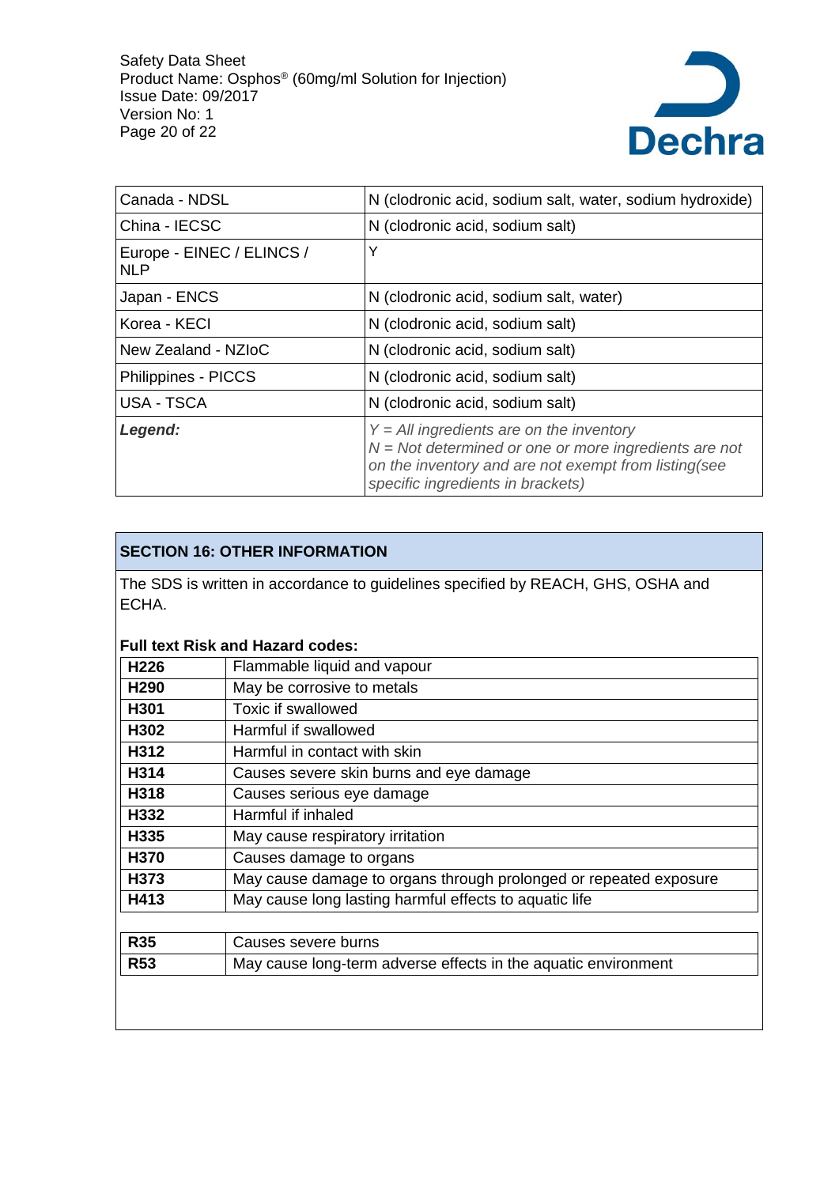| | |
|---|---|
| Canada - NDSL | N (clodronic acid, sodium salt, water, sodium hydroxide) |
| China - IECSC | N (clodronic acid, sodium salt) |
| Europe - EINEC / ELINCS / NLP | Y |
| Japan - ENCS | N (clodronic acid, sodium salt, water) |
| Korea - KECI | N (clodronic acid, sodium salt) |
| New Zealand - NZIoC | N (clodronic acid, sodium salt) |
| Philippines - PICCS | N (clodronic acid, sodium salt) |
| USA - TSCA | N (clodronic acid, sodium salt) |
| ***Legend:*** | *Y = All ingredients are on the inventory*<br>*N = Not determined or one or more ingredients are not on the inventory and are not exempt from listing(see specific ingredients in brackets)* |

## SECTION 16: OTHER INFORMATION

The SDS is written in accordance to guidelines specified by REACH, GHS, OSHA and ECHA.

**Full text Risk and Hazard codes:**

| | |
|---|---|
| **H226** | Flammable liquid and vapour |
| **H290** | May be corrosive to metals |
| **H301** | Toxic if swallowed |
| **H302** | Harmful if swallowed |
| **H312** | Harmful in contact with skin |
| **H314** | Causes severe skin burns and eye damage |
| **H318** | Causes serious eye damage |
| **H332** | Harmful if inhaled |
| **H335** | May cause respiratory irritation |
| **H370** | Causes damage to organs |
| **H373** | May cause damage to organs through prolonged or repeated exposure |
| **H413** | May cause long lasting harmful effects to aquatic life |

| | |
|---|---|
| **R35** | Causes severe burns |
| **R53** | May cause long-term adverse effects in the aquatic environment |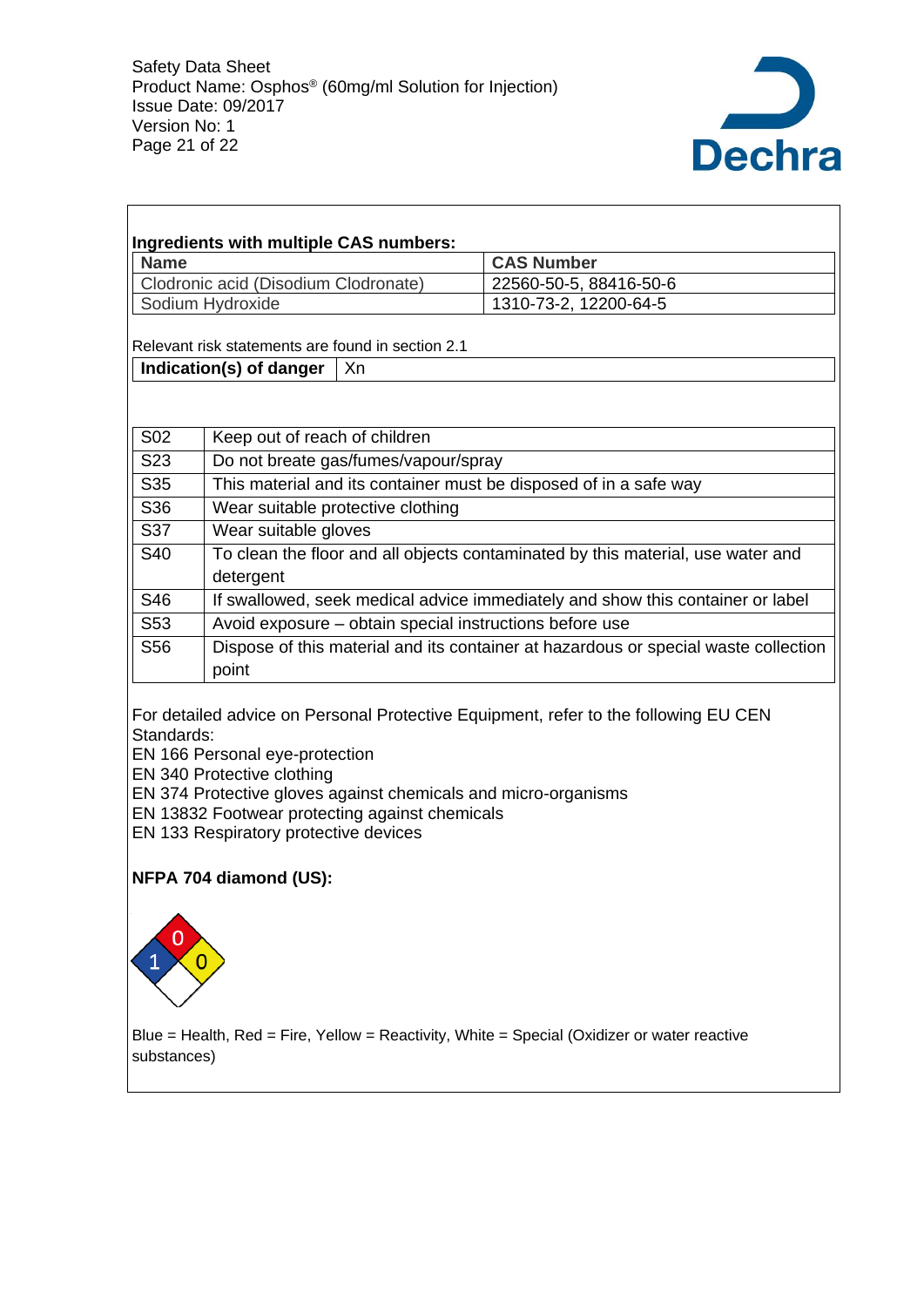**Ingredients with multiple CAS numbers:**

| Name | CAS Number |
|---|---|
| Clodronic acid (Disodium Clodronate) | 22560-50-5, 88416-50-6 |
| Sodium Hydroxide | 1310-73-2, 12200-64-5 |

Relevant risk statements are found in section 2.1

| **Indication(s) of danger** | Xn |
|---|---|

| | |
|---|---|
| S02 | Keep out of reach of children |
| S23 | Do not breate gas/fumes/vapour/spray |
| S35 | This material and its container must be disposed of in a safe way |
| S36 | Wear suitable protective clothing |
| S37 | Wear suitable gloves |
| S40 | To clean the floor and all objects contaminated by this material, use water and detergent |
| S46 | If swallowed, seek medical advice immediately and show this container or label |
| S53 | Avoid exposure – obtain special instructions before use |
| S56 | Dispose of this material and its container at hazardous or special waste collection point |

For detailed advice on Personal Protective Equipment, refer to the following EU CEN Standards:
EN 166 Personal eye-protection
EN 340 Protective clothing
EN 374 Protective gloves against chemicals and micro-organisms
EN 13832 Footwear protecting against chemicals
EN 133 Respiratory protective devices

**NFPA 704 diamond (US):**

Health (Blue): 1, Fire (Red): 0, Reactivity (Yellow): 0, Special (White): blank

Blue = Health, Red = Fire, Yellow = Reactivity, White = Special (Oxidizer or water reactive substances)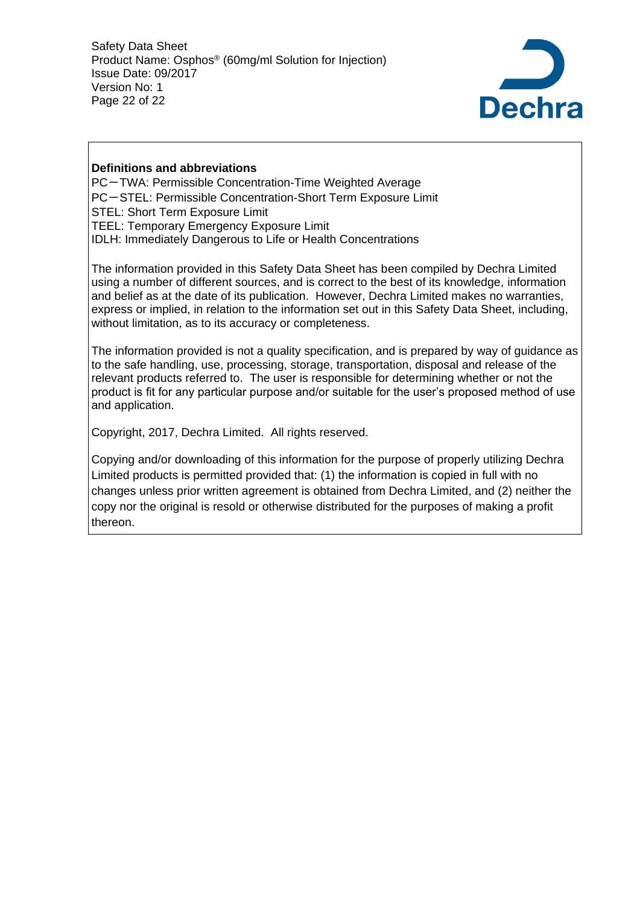**Definitions and abbreviations**

PC－TWA: Permissible Concentration-Time Weighted Average
PC－STEL: Permissible Concentration-Short Term Exposure Limit
STEL: Short Term Exposure Limit
TEEL: Temporary Emergency Exposure Limit
IDLH: Immediately Dangerous to Life or Health Concentrations

The information provided in this Safety Data Sheet has been compiled by Dechra Limited using a number of different sources, and is correct to the best of its knowledge, information and belief as at the date of its publication. However, Dechra Limited makes no warranties, express or implied, in relation to the information set out in this Safety Data Sheet, including, without limitation, as to its accuracy or completeness.

The information provided is not a quality specification, and is prepared by way of guidance as to the safe handling, use, processing, storage, transportation, disposal and release of the relevant products referred to. The user is responsible for determining whether or not the product is fit for any particular purpose and/or suitable for the user's proposed method of use and application.

Copyright, 2017, Dechra Limited. All rights reserved.

Copying and/or downloading of this information for the purpose of properly utilizing Dechra Limited products is permitted provided that: (1) the information is copied in full with no changes unless prior written agreement is obtained from Dechra Limited, and (2) neither the copy nor the original is resold or otherwise distributed for the purposes of making a profit thereon.